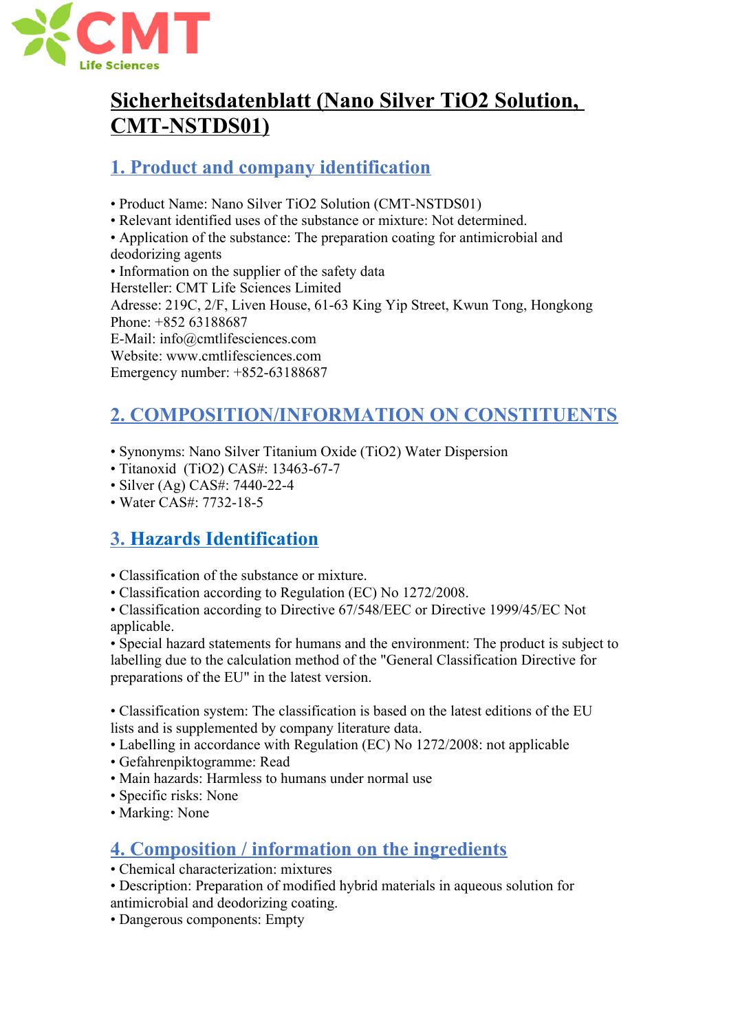# Sicherheitsdatenblatt (Nano Silver TiO2 Solution, CMT-NSTDS01)

## 1. Product and company identification

- Product Name: Nano Silver TiO2 Solution (CMT-NSTDS01)
- Relevant identified uses of the substance or mixture: Not determined.
- Application of the substance: The preparation coating for antimicrobial and deodorizing agents
- Information on the supplier of the safety data

Hersteller: CMT Life Sciences Limited
Adresse: 219C, 2/F, Liven House, 61-63 King Yip Street, Kwun Tong, Hongkong
Phone: +852 63188687
E-Mail: info@cmtlifesciences.com
Website: www.cmtlifesciences.com
Emergency number: +852-63188687

## 2. COMPOSITION/INFORMATION ON CONSTITUENTS

- Synonyms: Nano Silver Titanium Oxide (TiO2) Water Dispersion
- Titanoxid (TiO2) CAS#: 13463-67-7
- Silver (Ag) CAS#: 7440-22-4
- Water CAS#: 7732-18-5

## 3. Hazards Identification

- Classification of the substance or mixture.
- Classification according to Regulation (EC) No 1272/2008.
- Classification according to Directive 67/548/EEC or Directive 1999/45/EC Not applicable.
- Special hazard statements for humans and the environment: The product is subject to labelling due to the calculation method of the "General Classification Directive for preparations of the EU" in the latest version.

- Classification system: The classification is based on the latest editions of the EU lists and is supplemented by company literature data.
- Labelling in accordance with Regulation (EC) No 1272/2008: not applicable
- Gefahrenpiktogramme: Read
- Main hazards: Harmless to humans under normal use
- Specific risks: None
- Marking: None

## 4. Composition / information on the ingredients

- Chemical characterization: mixtures
- Description: Preparation of modified hybrid materials in aqueous solution for antimicrobial and deodorizing coating.
- Dangerous components: Empty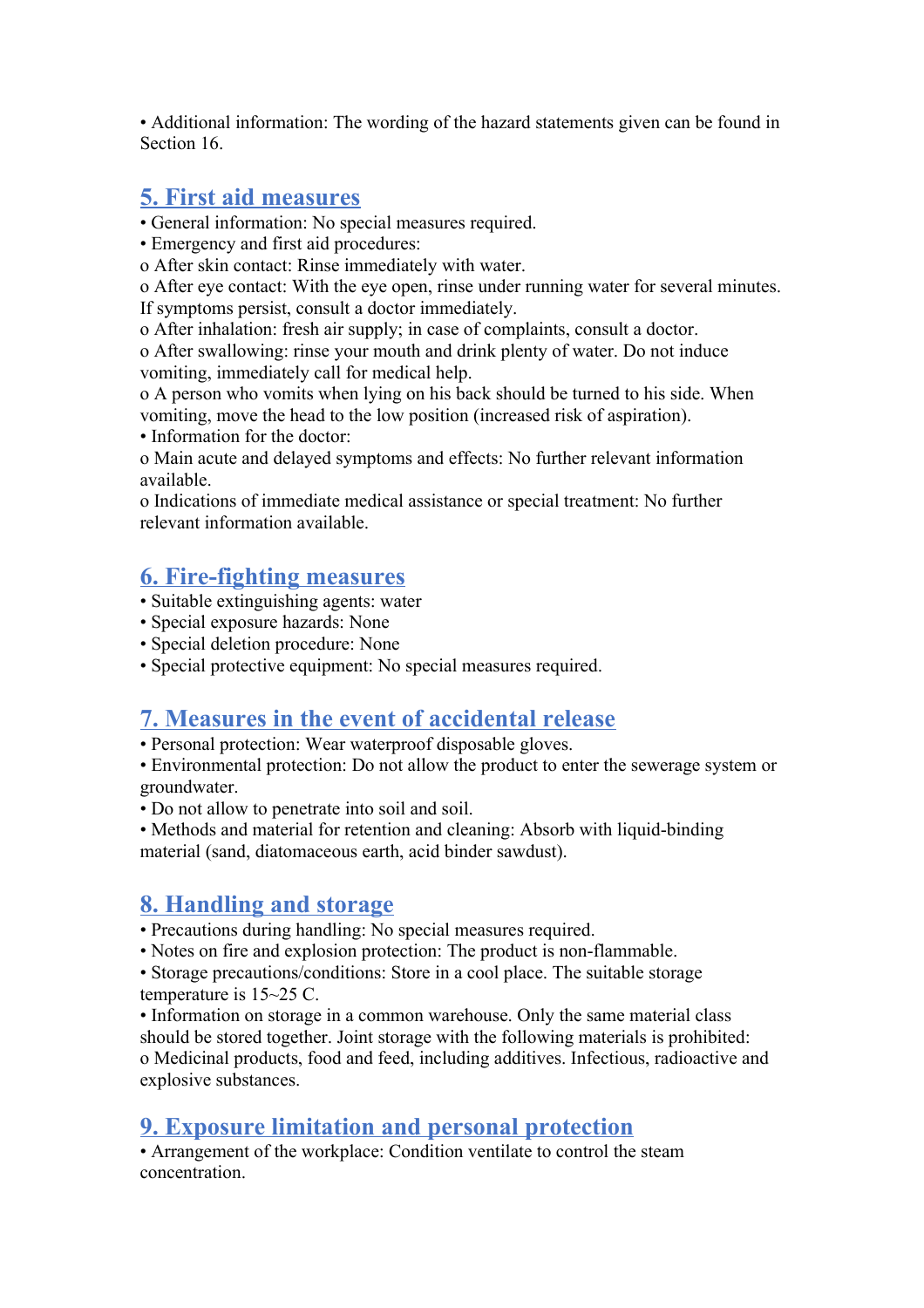• Additional information: The wording of the hazard statements given can be found in Section 16.

## 5. First aid measures

• General information: No special measures required.
• Emergency and first aid procedures:
o After skin contact: Rinse immediately with water.
o After eye contact: With the eye open, rinse under running water for several minutes. If symptoms persist, consult a doctor immediately.
o After inhalation: fresh air supply; in case of complaints, consult a doctor.
o After swallowing: rinse your mouth and drink plenty of water. Do not induce vomiting, immediately call for medical help.
o A person who vomits when lying on his back should be turned to his side. When vomiting, move the head to the low position (increased risk of aspiration).
• Information for the doctor:
o Main acute and delayed symptoms and effects: No further relevant information available.
o Indications of immediate medical assistance or special treatment: No further relevant information available.

## 6. Fire-fighting measures

• Suitable extinguishing agents: water
• Special exposure hazards: None
• Special deletion procedure: None
• Special protective equipment: No special measures required.

## 7. Measures in the event of accidental release

• Personal protection: Wear waterproof disposable gloves.
• Environmental protection: Do not allow the product to enter the sewerage system or groundwater.
• Do not allow to penetrate into soil and soil.
• Methods and material for retention and cleaning: Absorb with liquid-binding material (sand, diatomaceous earth, acid binder sawdust).

## 8. Handling and storage

• Precautions during handling: No special measures required.
• Notes on fire and explosion protection: The product is non-flammable.
• Storage precautions/conditions: Store in a cool place. The suitable storage temperature is 15~25 C.
• Information on storage in a common warehouse. Only the same material class should be stored together. Joint storage with the following materials is prohibited:
o Medicinal products, food and feed, including additives. Infectious, radioactive and explosive substances.

## 9. Exposure limitation and personal protection

• Arrangement of the workplace: Condition ventilate to control the steam concentration.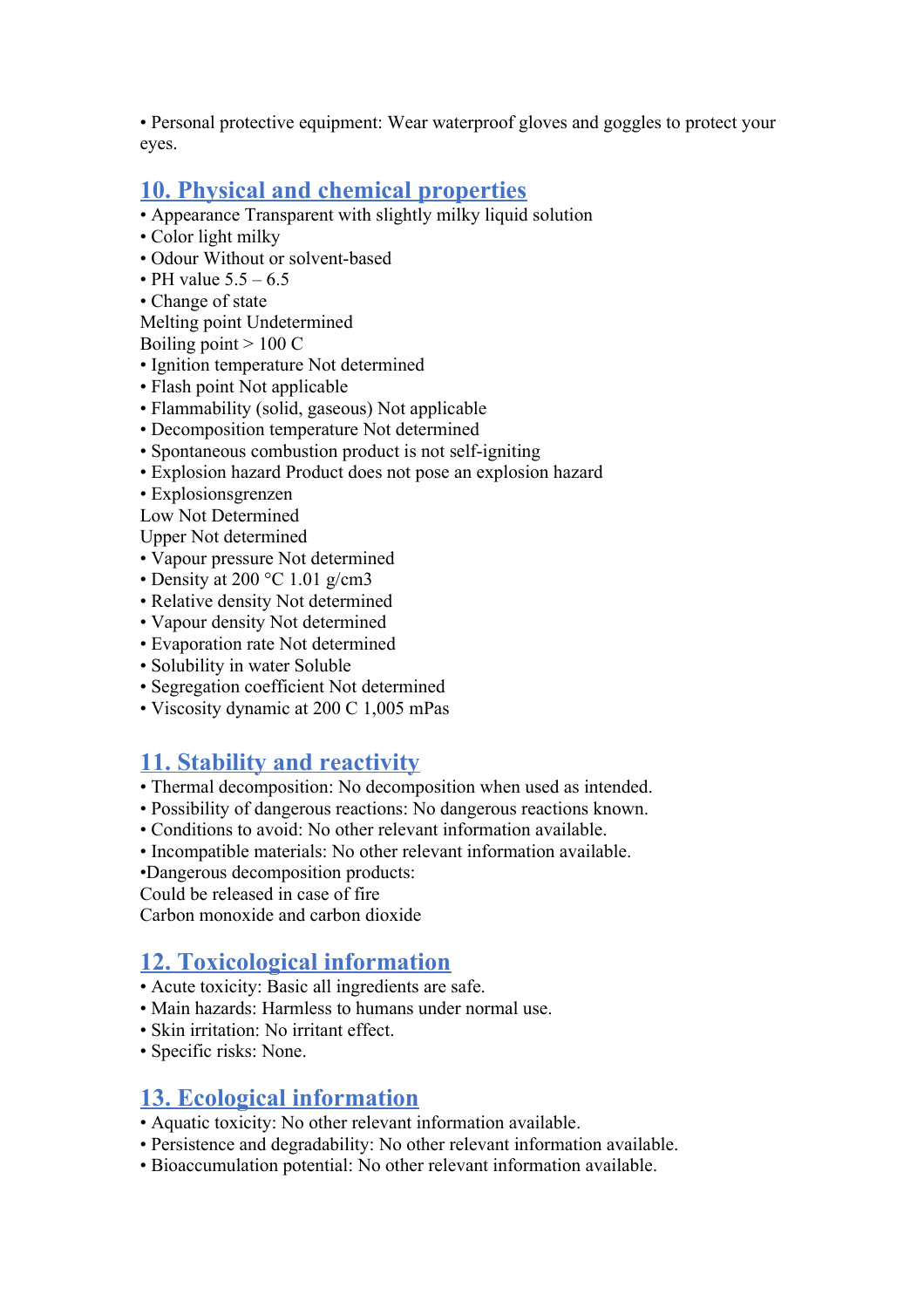• Personal protective equipment: Wear waterproof gloves and goggles to protect your eyes.

## 10. Physical and chemical properties

• Appearance Transparent with slightly milky liquid solution
• Color light milky
• Odour Without or solvent-based
• PH value 5.5 – 6.5
• Change of state
Melting point Undetermined
Boiling point > 100 C
• Ignition temperature Not determined
• Flash point Not applicable
• Flammability (solid, gaseous) Not applicable
• Decomposition temperature Not determined
• Spontaneous combustion product is not self-igniting
• Explosion hazard Product does not pose an explosion hazard
• Explosionsgrenzen
Low Not Determined
Upper Not determined
• Vapour pressure Not determined
• Density at 200 °C 1.01 g/cm3
• Relative density Not determined
• Vapour density Not determined
• Evaporation rate Not determined
• Solubility in water Soluble
• Segregation coefficient Not determined
• Viscosity dynamic at 200 C 1,005 mPas

## 11. Stability and reactivity

• Thermal decomposition: No decomposition when used as intended.
• Possibility of dangerous reactions: No dangerous reactions known.
• Conditions to avoid: No other relevant information available.
• Incompatible materials: No other relevant information available.
•Dangerous decomposition products:
Could be released in case of fire
Carbon monoxide and carbon dioxide

## 12. Toxicological information

• Acute toxicity: Basic all ingredients are safe.
• Main hazards: Harmless to humans under normal use.
• Skin irritation: No irritant effect.
• Specific risks: None.

## 13. Ecological information

• Aquatic toxicity: No other relevant information available.
• Persistence and degradability: No other relevant information available.
• Bioaccumulation potential: No other relevant information available.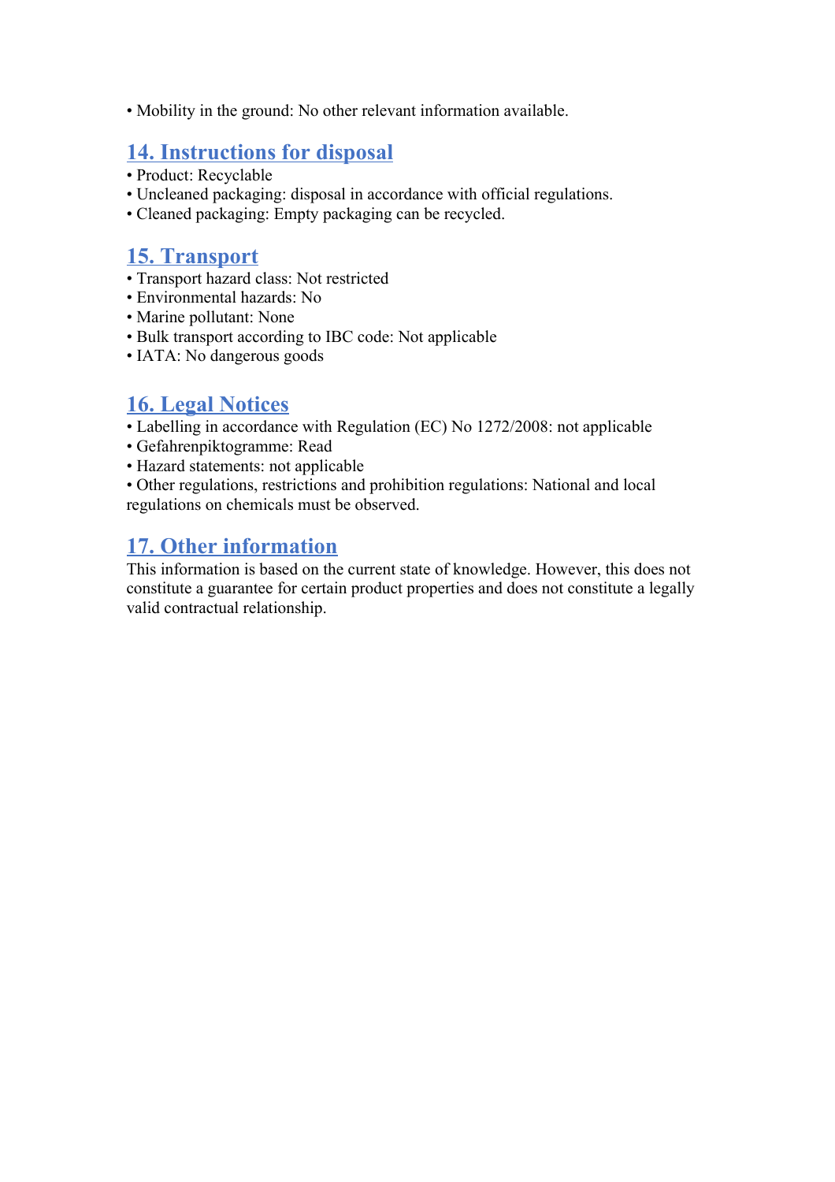• Mobility in the ground: No other relevant information available.

## 14. Instructions for disposal

• Product: Recyclable
• Uncleaned packaging: disposal in accordance with official regulations.
• Cleaned packaging: Empty packaging can be recycled.

## 15. Transport

• Transport hazard class: Not restricted
• Environmental hazards: No
• Marine pollutant: None
• Bulk transport according to IBC code: Not applicable
• IATA: No dangerous goods

## 16. Legal Notices

• Labelling in accordance with Regulation (EC) No 1272/2008: not applicable
• Gefahrenpiktogramme: Read
• Hazard statements: not applicable
• Other regulations, restrictions and prohibition regulations: National and local regulations on chemicals must be observed.

## 17. Other information

This information is based on the current state of knowledge. However, this does not constitute a guarantee for certain product properties and does not constitute a legally valid contractual relationship.